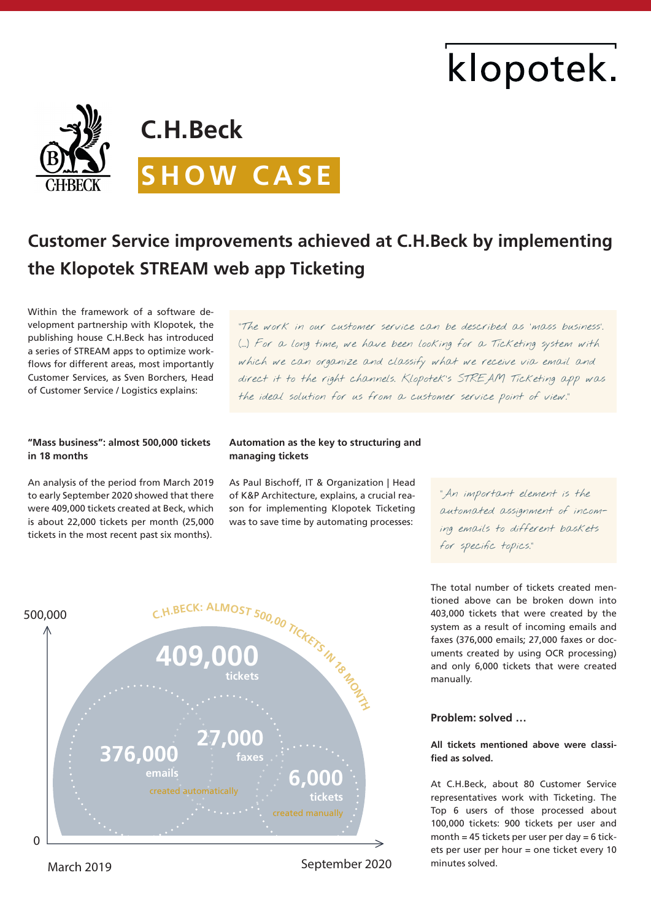klopotek.

C.H.Beck

**SHOW CASE**

# Customer Service improvements achieved at C.H.Beck by implementing the Klopotek STREAM web app Ticketing

Within the framework of a software development partnership with Klopotek, the publishing house C.H.Beck has introduced a series of STREAM apps to optimize workflows for different areas, most importantly Customer Services, as Sven Borchers, Head of Customer Service / Logistics explains:

> *"The work in our customer service can be described as 'mass business'. (...) For a long time, we have been looking for a Ticketing system with which we can organize and classify what we receive via email and direct it to the right channels. Klopotek's STREAM Ticketing app was the ideal solution for us from a customer service point of view."*

### "Mass business": almost 500,000 tickets in 18 months

An analysis of the period from March 2019 to early September 2020 showed that there were 409,000 tickets created at Beck, which is about 22,000 tickets per month (25,000 tickets in the most recent past six months).

### Automation as the key to structuring and managing tickets

As Paul Bischoff, IT & Organization | Head of K&P Architecture, explains, a crucial reason for implementing Klopotek Ticketing was to save time by automating processes:

> *"An important element is the automated assignment of incoming emails to different baskets for specific topics."*

C.H.BECK: ALMOST 500,00 TICKETS IN 18 MONTH

- 500,000 / 0 (axis)
- 409,000 tickets
- 376,000 emails
- 27,000 faxes
- created automatically
- 6,000 tickets created manually
- March 2019 – September 2020

The total number of tickets created mentioned above can be broken down into 403,000 tickets that were created by the system as a result of incoming emails and faxes (376,000 emails; 27,000 faxes or documents created by using OCR processing) and only 6,000 tickets that were created manually.

### Problem: solved …

**All tickets mentioned above were classified as solved.**

At C.H.Beck, about 80 Customer Service representatives work with Ticketing. The Top 6 users of those processed about 100,000 tickets: 900 tickets per user and month = 45 tickets per user per day = 6 tickets per user per hour = one ticket every 10 minutes solved.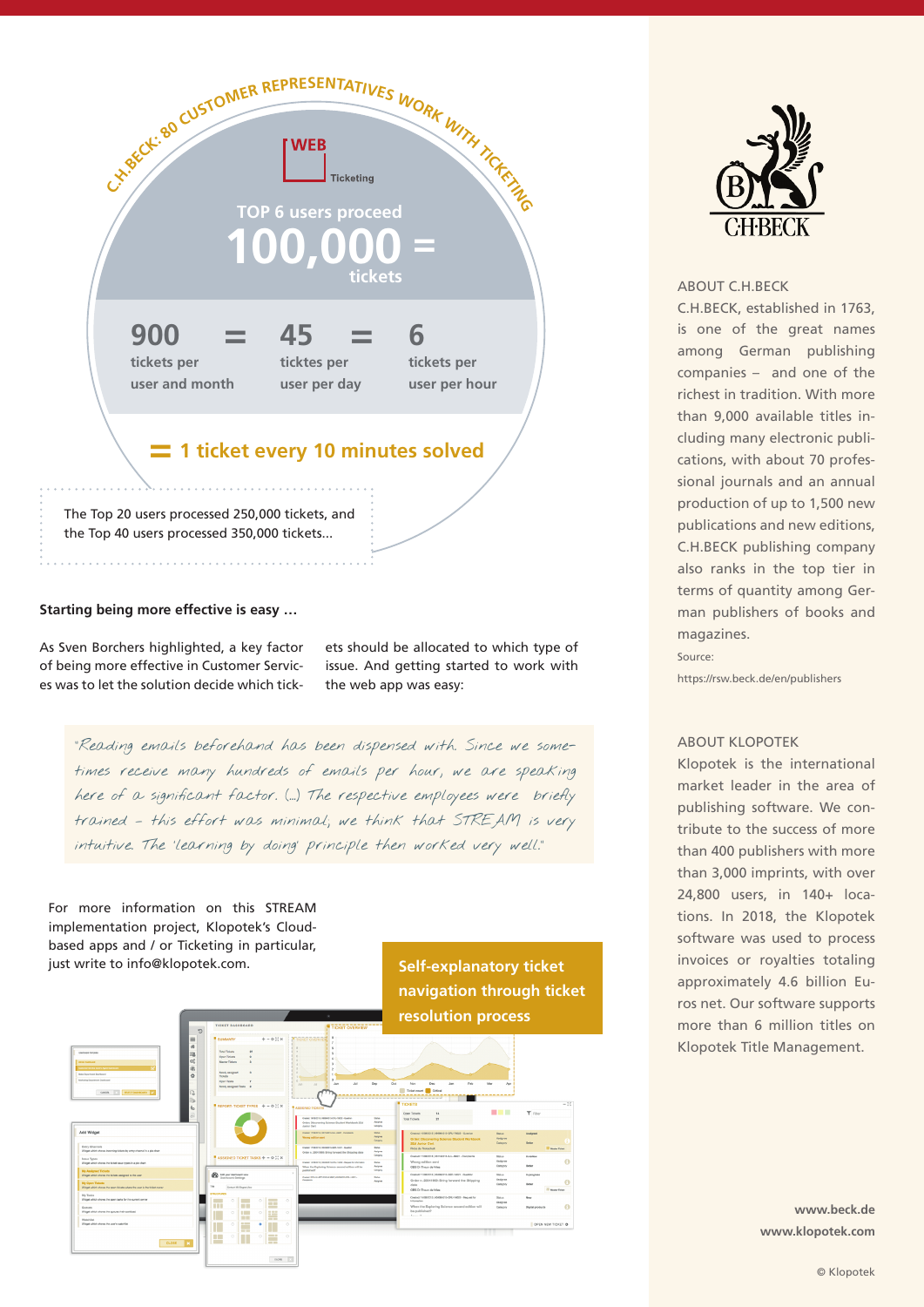C.H.BECK: 80 CUSTOMER REPRESENTATIVES WORK WITH TICKETING

WEB Ticketing

TOP 6 users proceed

**100,000 = tickets**

**900** = tickets per user and month

**45** = tickets per user per day

**6** tickets per user per hour

**= 1 ticket every 10 minutes solved**

The Top 20 users processed 250,000 tickets, and the Top 40 users processed 350,000 tickets...

**Starting being more effective is easy …**

As Sven Borchers highlighted, a key factor of being more effective in Customer Services was to let the solution decide which tickets should be allocated to which type of issue. And getting started to work with the web app was easy:

*"Reading emails beforehand has been dispensed with. Since we sometimes receive many hundreds of emails per hour, we are speaking here of a significant factor. (...) The respective employees were briefly trained – this effort was minimal, we think that STREAM is very intuitive. The 'learning by doing' principle then worked very well."*

For more information on this STREAM implementation project, Klopotek's Cloud-based apps and / or Ticketing in particular, just write to info@klopotek.com.

**Self-explanatory ticket navigation through ticket resolution process**

ABOUT C.H.BECK

C.H.BECK, established in 1763, is one of the great names among German publishing companies – and one of the richest in tradition. With more than 9,000 available titles including many electronic publications, with about 70 professional journals and an annual production of up to 1,500 new publications and new editions, C.H.BECK publishing company also ranks in the top tier in terms of quantity among German publishers of books and magazines.

Source:
https://rsw.beck.de/en/publishers

ABOUT KLOPOTEK

Klopotek is the international market leader in the area of publishing software. We contribute to the success of more than 400 publishers with more than 3,000 imprints, with over 24,800 users, in 140+ locations. In 2018, the Klopotek software was used to process invoices or royalties totaling approximately 4.6 billion Euros net. Our software supports more than 6 million titles on Klopotek Title Management.

**www.beck.de**
**www.klopotek.com**

© Klopotek